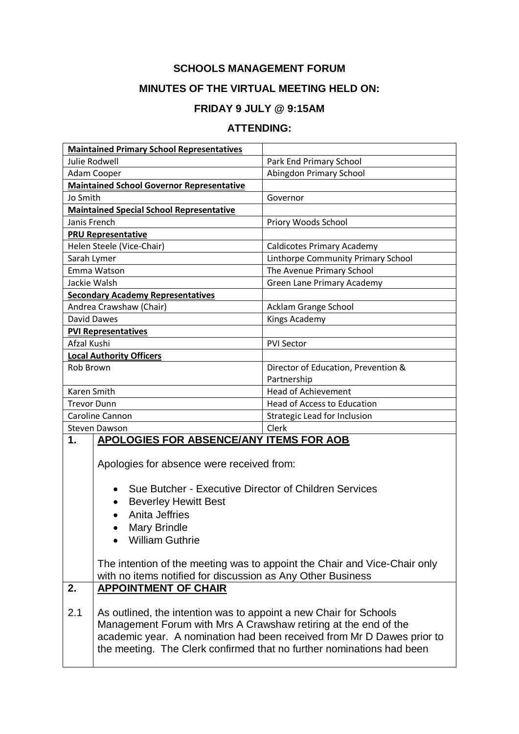# SCHOOLS MANAGEMENT FORUM

## MINUTES OF THE VIRTUAL MEETING HELD ON:

## FRIDAY 9 JULY @ 9:15AM

## ATTENDING:

| **Maintained Primary School Representatives** | |
|---|---|
| Julie Rodwell | Park End Primary School |
| Adam Cooper | Abingdon Primary School |
| **Maintained School Governor Representative** | |
| Jo Smith | Governor |
| **Maintained Special School Representative** | |
| Janis French | Priory Woods School |
| **PRU Representative** | |
| Helen Steele (Vice-Chair) | Caldicotes Primary Academy |
| Sarah Lymer | Linthorpe Community Primary School |
| Emma Watson | The Avenue Primary School |
| Jackie Walsh | Green Lane Primary Academy |
| **Secondary Academy Representatives** | |
| Andrea Crawshaw (Chair) | Acklam Grange School |
| David Dawes | Kings Academy |
| **PVI Representatives** | |
| Afzal Kushi | PVI Sector |
| **Local Authority Officers** | |
| Rob Brown | Director of Education, Prevention & Partnership |
| Karen Smith | Head of Achievement |
| Trevor Dunn | Head of Access to Education |
| Caroline Cannon | Strategic Lead for Inclusion |
| Steven Dawson | Clerk |

### 1. APOLOGIES FOR ABSENCE/ANY ITEMS FOR AOB

Apologies for absence were received from:

- Sue Butcher - Executive Director of Children Services
- Beverley Hewitt Best
- Anita Jeffries
- Mary Brindle
- William Guthrie

The intention of the meeting was to appoint the Chair and Vice-Chair only with no items notified for discussion as Any Other Business

### 2. APPOINTMENT OF CHAIR

2.1 As outlined, the intention was to appoint a new Chair for Schools Management Forum with Mrs A Crawshaw retiring at the end of the academic year. A nomination had been received from Mr D Dawes prior to the meeting. The Clerk confirmed that no further nominations had been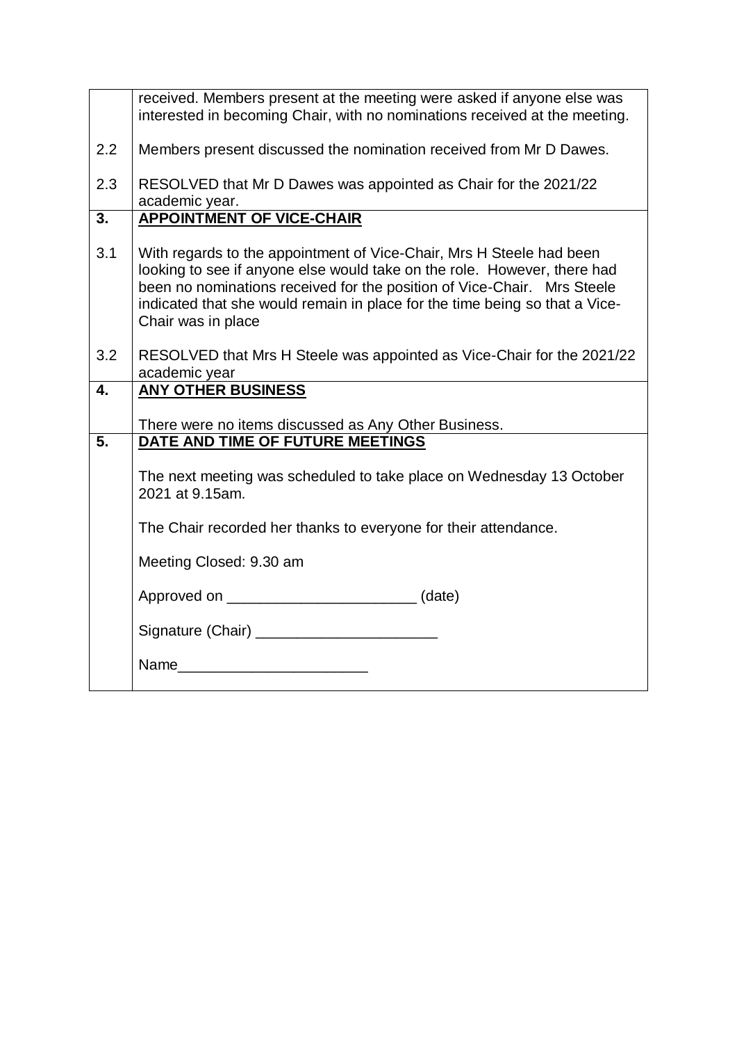| | |
|---|---|
| | received. Members present at the meeting were asked if anyone else was interested in becoming Chair, with no nominations received at the meeting. |
| 2.2 | Members present discussed the nomination received from Mr D Dawes. |
| 2.3 | RESOLVED that Mr D Dawes was appointed as Chair for the 2021/22 academic year. |
| **3.** | **<u>APPOINTMENT OF VICE-CHAIR</u>** |
| 3.1 | With regards to the appointment of Vice-Chair, Mrs H Steele had been looking to see if anyone else would take on the role. However, there had been no nominations received for the position of Vice-Chair. Mrs Steele indicated that she would remain in place for the time being so that a Vice-Chair was in place |
| 3.2 | RESOLVED that Mrs H Steele was appointed as Vice-Chair for the 2021/22 academic year |
| **4.** | **<u>ANY OTHER BUSINESS</u>**<br><br>There were no items discussed as Any Other Business. |
| **5.** | **<u>DATE AND TIME OF FUTURE MEETINGS</u>**<br><br>The next meeting was scheduled to take place on Wednesday 13 October 2021 at 9.15am.<br><br>The Chair recorded her thanks to everyone for their attendance.<br><br>Meeting Closed: 9.30 am<br><br>Approved on _______________________ (date)<br><br>Signature (Chair) ______________________<br><br>Name_______________________ |